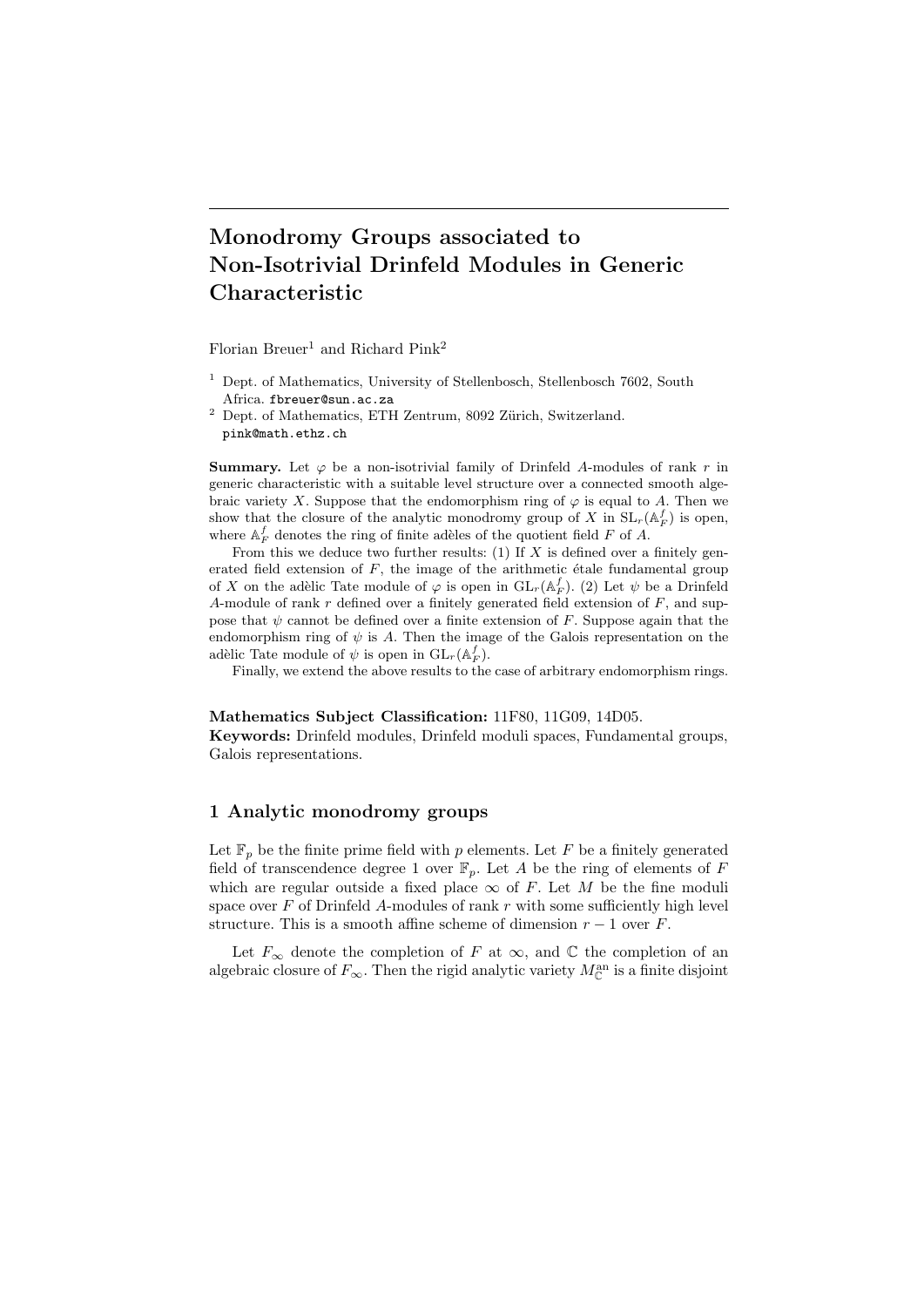# Monodromy Groups associated to Non-Isotrivial Drinfeld Modules in Generic Characteristic

Florian Breuer[1] and Richard Pink[2]

[1] Dept. of Mathematics, University of Stellenbosch, Stellenbosch 7602, South Africa. fbreuer@sun.ac.za

[2] Dept. of Mathematics, ETH Zentrum, 8092 Zürich, Switzerland. pink@math.ethz.ch

**Summary.** Let $\varphi$ be a non-isotrivial family of Drinfeld $A$-modules of rank $r$ in generic characteristic with a suitable level structure over a connected smooth algebraic variety $X$. Suppose that the endomorphism ring of $\varphi$ is equal to $A$. Then we show that the closure of the analytic monodromy group of $X$ in $\mathrm{SL}_r(\mathbb{A}_F^f)$ is open, where $\mathbb{A}_F^f$ denotes the ring of finite adèles of the quotient field $F$ of $A$.

From this we deduce two further results: (1) If $X$ is defined over a finitely generated field extension of $F$, the image of the arithmetic étale fundamental group of $X$ on the adèlic Tate module of $\varphi$ is open in $\mathrm{GL}_r(\mathbb{A}_F^f)$. (2) Let $\psi$ be a Drinfeld $A$-module of rank $r$ defined over a finitely generated field extension of $F$, and suppose that $\psi$ cannot be defined over a finite extension of $F$. Suppose again that the endomorphism ring of $\psi$ is $A$. Then the image of the Galois representation on the adèlic Tate module of $\psi$ is open in $\mathrm{GL}_r(\mathbb{A}_F^f)$.

Finally, we extend the above results to the case of arbitrary endomorphism rings.

**Mathematics Subject Classification:** 11F80, 11G09, 14D05.

**Keywords:** Drinfeld modules, Drinfeld moduli spaces, Fundamental groups, Galois representations.

## 1 Analytic monodromy groups

Let $\mathbb{F}_p$ be the finite prime field with $p$ elements. Let $F$ be a finitely generated field of transcendence degree 1 over $\mathbb{F}_p$. Let $A$ be the ring of elements of $F$ which are regular outside a fixed place $\infty$ of $F$. Let $M$ be the fine moduli space over $F$ of Drinfeld $A$-modules of rank $r$ with some sufficiently high level structure. This is a smooth affine scheme of dimension $r-1$ over $F$.

Let $F_\infty$ denote the completion of $F$ at $\infty$, and $\mathbb{C}$ the completion of an algebraic closure of $F_\infty$. Then the rigid analytic variety $M_{\mathbb{C}}^{\mathrm{an}}$ is a finite disjoint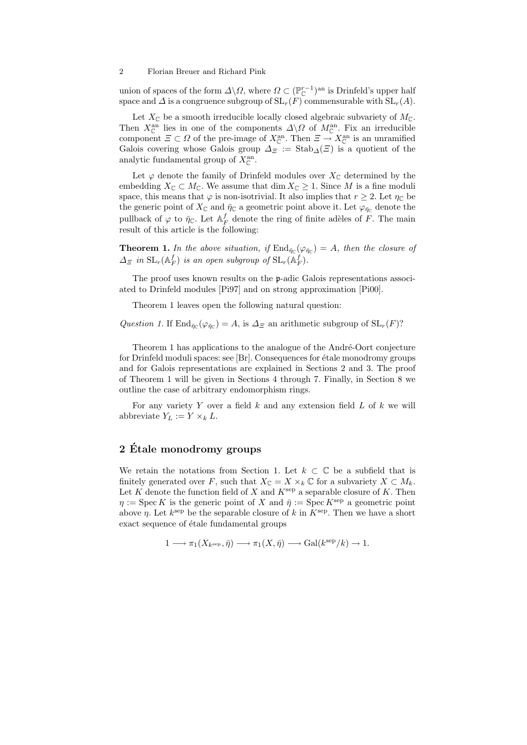union of spaces of the form $\Delta\backslash\Omega$, where $\Omega \subset (\mathbb{P}^{r-1}_{\mathbb{C}})^{\mathrm{an}}$ is Drinfeld's upper half space and $\Delta$ is a congruence subgroup of $\mathrm{SL}_r(F)$ commensurable with $\mathrm{SL}_r(A)$.

Let $X_{\mathbb{C}}$ be a smooth irreducible locally closed algebraic subvariety of $M_{\mathbb{C}}$. Then $X^{\mathrm{an}}_{\mathbb{C}}$ lies in one of the components $\Delta\backslash\Omega$ of $M^{\mathrm{an}}_{\mathbb{C}}$. Fix an irreducible component $\Xi \subset \Omega$ of the pre-image of $X^{\mathrm{an}}_{\mathbb{C}}$. Then $\Xi \to X^{\mathrm{an}}_{\mathbb{C}}$ is an unramified Galois covering whose Galois group $\Delta_\Xi := \mathrm{Stab}_\Delta(\Xi)$ is a quotient of the analytic fundamental group of $X^{\mathrm{an}}_{\mathbb{C}}$.

Let $\varphi$ denote the family of Drinfeld modules over $X_{\mathbb{C}}$ determined by the embedding $X_{\mathbb{C}} \subset M_{\mathbb{C}}$. We assume that $\dim X_{\mathbb{C}} \geq 1$. Since $M$ is a fine moduli space, this means that $\varphi$ is non-isotrivial. It also implies that $r \geq 2$. Let $\eta_{\mathbb{C}}$ be the generic point of $X_{\mathbb{C}}$ and $\bar{\eta}_{\mathbb{C}}$ a geometric point above it. Let $\varphi_{\bar{\eta}_{\mathbb{C}}}$ denote the pullback of $\varphi$ to $\bar{\eta}_{\mathbb{C}}$. Let $\mathbb{A}^f_F$ denote the ring of finite adèles of $F$. The main result of this article is the following:

**Theorem 1.** *In the above situation, if* $\mathrm{End}_{\bar{\eta}_{\mathbb{C}}}(\varphi_{\bar{\eta}_{\mathbb{C}}}) = A$*, then the closure of* $\Delta_\Xi$ *in* $\mathrm{SL}_r(\mathbb{A}^f_F)$ *is an open subgroup of* $\mathrm{SL}_r(\mathbb{A}^f_F)$*.*

The proof uses known results on the $\mathfrak{p}$-adic Galois representations associated to Drinfeld modules [Pi97] and on strong approximation [Pi00].

Theorem 1 leaves open the following natural question:

*Question 1.* If $\mathrm{End}_{\bar{\eta}_{\mathbb{C}}}(\varphi_{\bar{\eta}_{\mathbb{C}}}) = A$, is $\Delta_\Xi$ an arithmetic subgroup of $\mathrm{SL}_r(F)$?

Theorem 1 has applications to the analogue of the André-Oort conjecture for Drinfeld moduli spaces: see [Br]. Consequences for étale monodromy groups and for Galois representations are explained in Sections 2 and 3. The proof of Theorem 1 will be given in Sections 4 through 7. Finally, in Section 8 we outline the case of arbitrary endomorphism rings.

For any variety $Y$ over a field $k$ and any extension field $L$ of $k$ we will abbreviate $Y_L := Y \times_k L$.

## 2 Étale monodromy groups

We retain the notations from Section 1. Let $k \subset \mathbb{C}$ be a subfield that is finitely generated over $F$, such that $X_{\mathbb{C}} = X \times_k \mathbb{C}$ for a subvariety $X \subset M_k$. Let $K$ denote the function field of $X$ and $K^{\mathrm{sep}}$ a separable closure of $K$. Then $\eta := \mathrm{Spec}\, K$ is the generic point of $X$ and $\bar{\eta} := \mathrm{Spec}\, K^{\mathrm{sep}}$ a geometric point above $\eta$. Let $k^{\mathrm{sep}}$ be the separable closure of $k$ in $K^{\mathrm{sep}}$. Then we have a short exact sequence of étale fundamental groups

$$1 \longrightarrow \pi_1(X_{k^{\mathrm{sep}}}, \bar{\eta}) \longrightarrow \pi_1(X, \bar{\eta}) \longrightarrow \mathrm{Gal}(k^{\mathrm{sep}}/k) \to 1.$$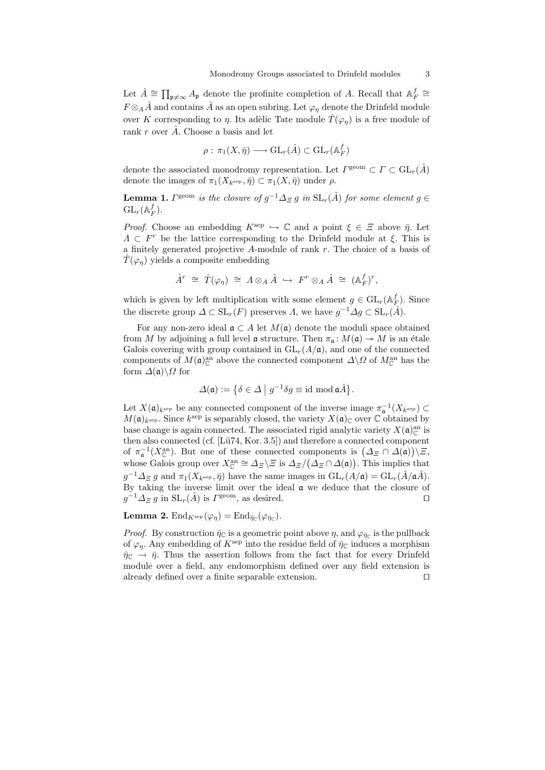Let $\hat{A} \cong \prod_{\mathfrak{p}\neq\infty} A_\mathfrak{p}$ denote the profinite completion of $A$. Recall that $\mathbb{A}_F^f \cong F \otimes_A \hat{A}$ and contains $\hat{A}$ as an open subring. Let $\varphi_\eta$ denote the Drinfeld module over $K$ corresponding to $\eta$. Its adèlic Tate module $\hat{T}(\varphi_\eta)$ is a free module of rank $r$ over $\hat{A}$. Choose a basis and let

$$\rho : \pi_1(X, \bar{\eta}) \longrightarrow \mathrm{GL}_r(\hat{A}) \subset \mathrm{GL}_r(\mathbb{A}_F^f)$$

denote the associated monodromy representation. Let $\Gamma^{\mathrm{geom}} \subset \Gamma \subset \mathrm{GL}_r(\hat{A})$ denote the images of $\pi_1(X_{k^{\mathrm{sep}}}, \bar{\eta}) \subset \pi_1(X, \bar{\eta})$ under $\rho$.

**Lemma 1.** *$\Gamma^{\mathrm{geom}}$ is the closure of $g^{-1}\Delta_\Xi\, g$ in $\mathrm{SL}_r(\hat{A})$ for some element $g \in \mathrm{GL}_r(\mathbb{A}_F^f)$.*

*Proof.* Choose an embedding $K^{\mathrm{sep}} \hookrightarrow \mathbb{C}$ and a point $\xi \in \Xi$ above $\bar{\eta}$. Let $\Lambda \subset F^r$ be the lattice corresponding to the Drinfeld module at $\xi$. This is a finitely generated projective $A$-module of rank $r$. The choice of a basis of $\hat{T}(\varphi_\eta)$ yields a composite embedding

$$\hat{A}^r \;\cong\; \hat{T}(\varphi_\eta) \;\cong\; \Lambda \otimes_A \hat{A} \;\hookrightarrow\; F^r \otimes_A \hat{A} \;\cong\; (\mathbb{A}_F^f)^r,$$

which is given by left multiplication with some element $g \in \mathrm{GL}_r(\mathbb{A}_F^f)$. Since the discrete group $\Delta \subset \mathrm{SL}_r(F)$ preserves $\Lambda$, we have $g^{-1}\Delta g \subset \mathrm{SL}_r(\hat{A})$.

For any non-zero ideal $\mathfrak{a} \subset A$ let $M(\mathfrak{a})$ denote the moduli space obtained from $M$ by adjoining a full level $\mathfrak{a}$ structure. Then $\pi_\mathfrak{a} \colon M(\mathfrak{a}) \twoheadrightarrow M$ is an étale Galois covering with group contained in $\mathrm{GL}_r(A/\mathfrak{a})$, and one of the connected components of $M(\mathfrak{a})^{\mathrm{an}}_{\mathbb{C}}$ above the connected component $\Delta\backslash\Omega$ of $M^{\mathrm{an}}_{\mathbb{C}}$ has the form $\Delta(\mathfrak{a})\backslash\Omega$ for

$$\Delta(\mathfrak{a}) := \big\{\delta \in \Delta \;\big|\; g^{-1}\delta g \equiv \mathrm{id} \bmod \mathfrak{a}\hat{A}\big\}.$$

Let $X(\mathfrak{a})_{k^{\mathrm{sep}}}$ be any connected component of the inverse image $\pi_\mathfrak{a}^{-1}(X_{k^{\mathrm{sep}}}) \subset M(\mathfrak{a})_{k^{\mathrm{sep}}}$. Since $k^{\mathrm{sep}}$ is separably closed, the variety $X(\mathfrak{a})_{\mathbb{C}}$ over $\mathbb{C}$ obtained by base change is again connected. The associated rigid analytic variety $X(\mathfrak{a})^{\mathrm{an}}_{\mathbb{C}}$ is then also connected (cf. [Lü74, Kor. 3.5]) and therefore a connected component of $\pi_\mathfrak{a}^{-1}(X^{\mathrm{an}}_{\mathbb{C}})$. But one of these connected components is $\big(\Delta_\Xi \cap \Delta(\mathfrak{a})\big)\backslash\Xi$, whose Galois group over $X^{\mathrm{an}}_{\mathbb{C}} \cong \Delta_\Xi\backslash\Xi$ is $\Delta_\Xi/\big(\Delta_\Xi \cap \Delta(\mathfrak{a})\big)$. This implies that $g^{-1}\Delta_\Xi\, g$ and $\pi_1(X_{k^{\mathrm{sep}}}, \bar{\eta})$ have the same images in $\mathrm{GL}_r(A/\mathfrak{a}) = \mathrm{GL}_r(\hat{A}/\mathfrak{a}\hat{A})$. By taking the inverse limit over the ideal $\mathfrak{a}$ we deduce that the closure of $g^{-1}\Delta_\Xi\, g$ in $\mathrm{SL}_r(\hat{A})$ is $\Gamma^{\mathrm{geom}}$, as desired. $\square$

**Lemma 2.** $\mathrm{End}_{K^{\mathrm{sep}}}(\varphi_\eta) = \mathrm{End}_{\bar{\eta}_{\mathbb{C}}}(\varphi_{\bar{\eta}_{\mathbb{C}}})$.

*Proof.* By construction $\bar{\eta}_{\mathbb{C}}$ is a geometric point above $\eta$, and $\varphi_{\bar{\eta}_{\mathbb{C}}}$ is the pullback of $\varphi_\eta$. Any embedding of $K^{\mathrm{sep}}$ into the residue field of $\bar{\eta}_{\mathbb{C}}$ induces a morphism $\bar{\eta}_{\mathbb{C}} \to \bar{\eta}$. Thus the assertion follows from the fact that for every Drinfeld module over a field, any endomorphism defined over any field extension is already defined over a finite separable extension. $\square$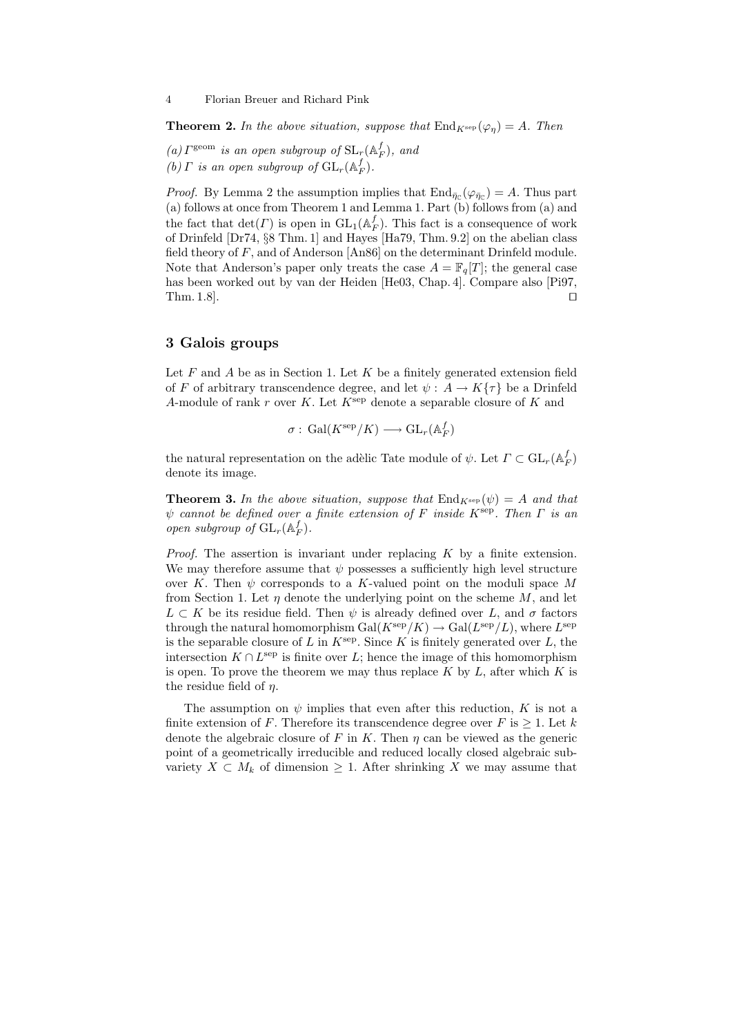**Theorem 2.** *In the above situation, suppose that* $\mathrm{End}_{K^{\mathrm{sep}}}(\varphi_\eta) = A$. *Then*

*(a)* $\Gamma^{\mathrm{geom}}$ *is an open subgroup of* $\mathrm{SL}_r(\mathbb{A}_F^f)$*, and*
*(b)* $\Gamma$ *is an open subgroup of* $\mathrm{GL}_r(\mathbb{A}_F^f)$*.*

*Proof.* By Lemma 2 the assumption implies that $\mathrm{End}_{\bar{\eta}_{\mathbb{C}}}(\varphi_{\bar{\eta}_{\mathbb{C}}}) = A$. Thus part (a) follows at once from Theorem 1 and Lemma 1. Part (b) follows from (a) and the fact that $\det(\Gamma)$ is open in $\mathrm{GL}_1(\mathbb{A}_F^f)$. This fact is a consequence of work of Drinfeld [Dr74, §8 Thm. 1] and Hayes [Ha79, Thm. 9.2] on the abelian class field theory of $F$, and of Anderson [An86] on the determinant Drinfeld module. Note that Anderson's paper only treats the case $A = \mathbb{F}_q[T]$; the general case has been worked out by van der Heiden [He03, Chap. 4]. Compare also [Pi97, Thm. 1.8]. □

## 3 Galois groups

Let $F$ and $A$ be as in Section 1. Let $K$ be a finitely generated extension field of $F$ of arbitrary transcendence degree, and let $\psi : A \to K\{\tau\}$ be a Drinfeld $A$-module of rank $r$ over $K$. Let $K^{\mathrm{sep}}$ denote a separable closure of $K$ and

$$\sigma : \mathrm{Gal}(K^{\mathrm{sep}}/K) \longrightarrow \mathrm{GL}_r(\mathbb{A}_F^f)$$

the natural representation on the adèlic Tate module of $\psi$. Let $\Gamma \subset \mathrm{GL}_r(\mathbb{A}_F^f)$ denote its image.

**Theorem 3.** *In the above situation, suppose that* $\mathrm{End}_{K^{\mathrm{sep}}}(\psi) = A$ *and that* $\psi$ *cannot be defined over a finite extension of* $F$ *inside* $K^{\mathrm{sep}}$*. Then* $\Gamma$ *is an open subgroup of* $\mathrm{GL}_r(\mathbb{A}_F^f)$*.*

*Proof.* The assertion is invariant under replacing $K$ by a finite extension. We may therefore assume that $\psi$ possesses a sufficiently high level structure over $K$. Then $\psi$ corresponds to a $K$-valued point on the moduli space $M$ from Section 1. Let $\eta$ denote the underlying point on the scheme $M$, and let $L \subset K$ be its residue field. Then $\psi$ is already defined over $L$, and $\sigma$ factors through the natural homomorphism $\mathrm{Gal}(K^{\mathrm{sep}}/K) \to \mathrm{Gal}(L^{\mathrm{sep}}/L)$, where $L^{\mathrm{sep}}$ is the separable closure of $L$ in $K^{\mathrm{sep}}$. Since $K$ is finitely generated over $L$, the intersection $K \cap L^{\mathrm{sep}}$ is finite over $L$; hence the image of this homomorphism is open. To prove the theorem we may thus replace $K$ by $L$, after which $K$ is the residue field of $\eta$.

The assumption on $\psi$ implies that even after this reduction, $K$ is not a finite extension of $F$. Therefore its transcendence degree over $F$ is $\geq 1$. Let $k$ denote the algebraic closure of $F$ in $K$. Then $\eta$ can be viewed as the generic point of a geometrically irreducible and reduced locally closed algebraic subvariety $X \subset M_k$ of dimension $\geq 1$. After shrinking $X$ we may assume that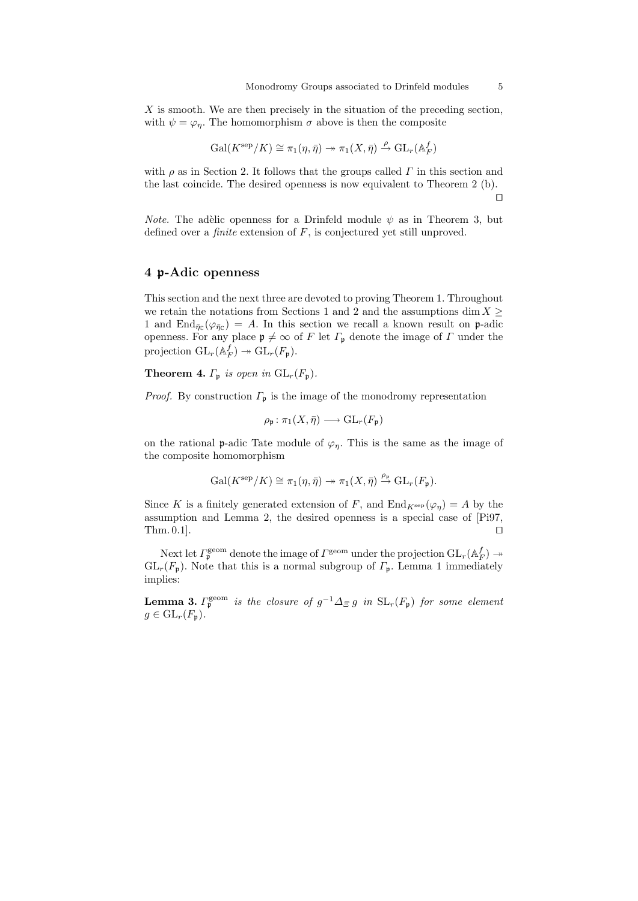$X$ is smooth. We are then precisely in the situation of the preceding section, with $\psi = \varphi_\eta$. The homomorphism $\sigma$ above is then the composite

$$\mathrm{Gal}(K^{\mathrm{sep}}/K) \cong \pi_1(\eta, \bar\eta) \twoheadrightarrow \pi_1(X, \bar\eta) \xrightarrow{\rho} \mathrm{GL}_r(\mathbb{A}_F^f)$$

with $\rho$ as in Section 2. It follows that the groups called $\Gamma$ in this section and the last coincide. The desired openness is now equivalent to Theorem 2 (b). $\square$

*Note.* The adèlic openness for a Drinfeld module $\psi$ as in Theorem 3, but defined over a *finite* extension of $F$, is conjectured yet still unproved.

## 4 $\mathfrak{p}$-Adic openness

This section and the next three are devoted to proving Theorem 1. Throughout we retain the notations from Sections 1 and 2 and the assumptions $\dim X \geq 1$ and $\mathrm{End}_{\bar\eta_{\mathbb{C}}}(\varphi_{\bar\eta_{\mathbb{C}}}) = A$. In this section we recall a known result on $\mathfrak{p}$-adic openness. For any place $\mathfrak{p} \neq \infty$ of $F$ let $\Gamma_\mathfrak{p}$ denote the image of $\Gamma$ under the projection $\mathrm{GL}_r(\mathbb{A}_F^f) \twoheadrightarrow \mathrm{GL}_r(F_\mathfrak{p})$.

**Theorem 4.** *$\Gamma_\mathfrak{p}$ is open in $\mathrm{GL}_r(F_\mathfrak{p})$.*

*Proof.* By construction $\Gamma_\mathfrak{p}$ is the image of the monodromy representation

$$\rho_\mathfrak{p} : \pi_1(X, \bar\eta) \longrightarrow \mathrm{GL}_r(F_\mathfrak{p})$$

on the rational $\mathfrak{p}$-adic Tate module of $\varphi_\eta$. This is the same as the image of the composite homomorphism

$$\mathrm{Gal}(K^{\mathrm{sep}}/K) \cong \pi_1(\eta, \bar\eta) \twoheadrightarrow \pi_1(X, \bar\eta) \xrightarrow{\rho_\mathfrak{p}} \mathrm{GL}_r(F_\mathfrak{p}).$$

Since $K$ is a finitely generated extension of $F$, and $\mathrm{End}_{K^{\mathrm{sep}}}(\varphi_\eta) = A$ by the assumption and Lemma 2, the desired openness is a special case of [Pi97, Thm. 0.1]. $\square$

Next let $\Gamma_\mathfrak{p}^{\mathrm{geom}}$ denote the image of $\Gamma^{\mathrm{geom}}$ under the projection $\mathrm{GL}_r(\mathbb{A}_F^f) \twoheadrightarrow \mathrm{GL}_r(F_\mathfrak{p})$. Note that this is a normal subgroup of $\Gamma_\mathfrak{p}$. Lemma 1 immediately implies:

**Lemma 3.** *$\Gamma_\mathfrak{p}^{\mathrm{geom}}$ is the closure of $g^{-1}\Delta_\Xi\, g$ in $\mathrm{SL}_r(F_\mathfrak{p})$ for some element $g \in \mathrm{GL}_r(F_\mathfrak{p})$.*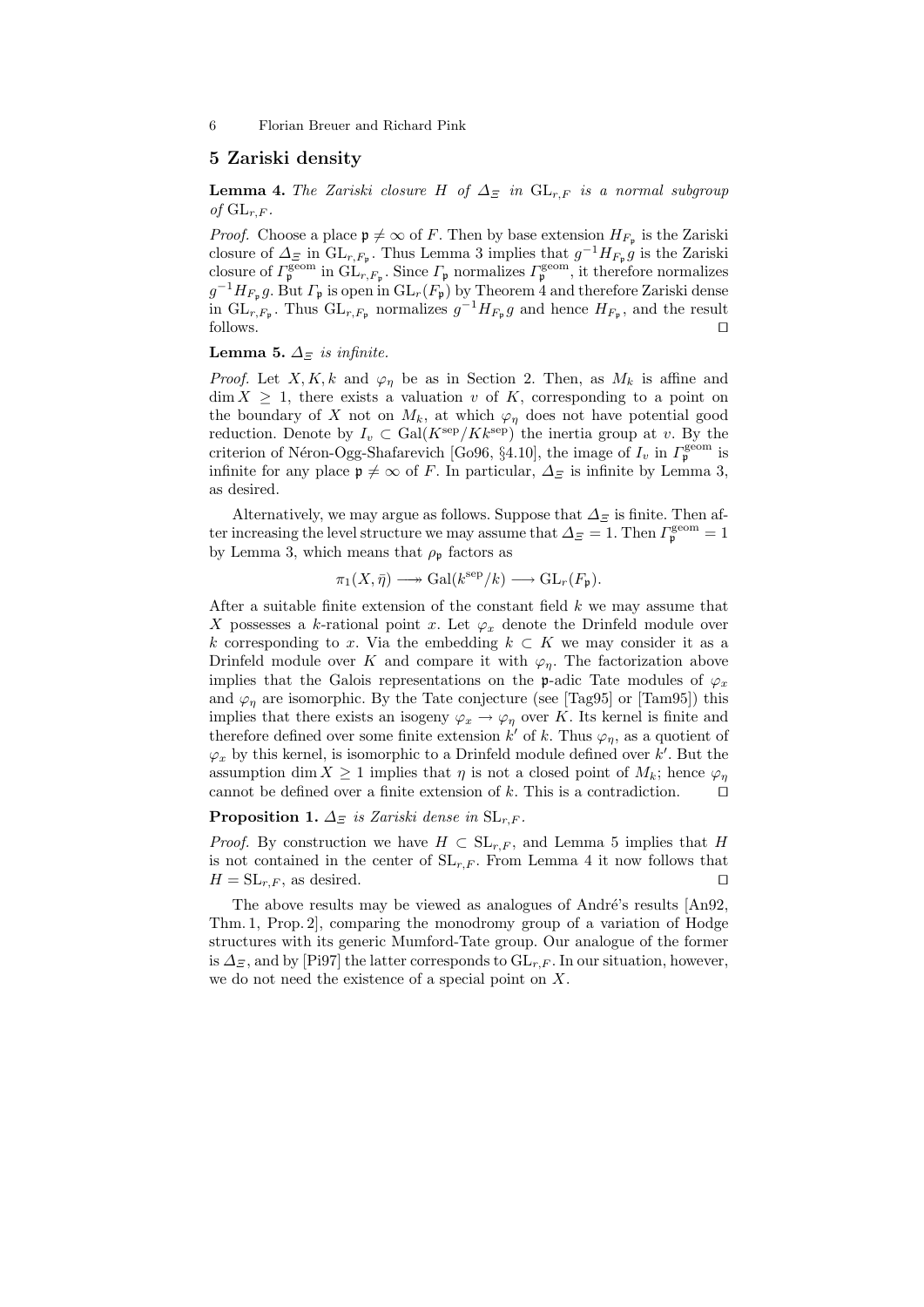## 5 Zariski density

**Lemma 4.** *The Zariski closure $H$ of $\Delta_\Xi$ in $\mathrm{GL}_{r,F}$ is a normal subgroup of $\mathrm{GL}_{r,F}$.*

*Proof.* Choose a place $\mathfrak{p} \neq \infty$ of $F$. Then by base extension $H_{F_\mathfrak{p}}$ is the Zariski closure of $\Delta_\Xi$ in $\mathrm{GL}_{r,F_\mathfrak{p}}$. Thus Lemma 3 implies that $g^{-1}H_{F_\mathfrak{p}}g$ is the Zariski closure of $\Gamma_\mathfrak{p}^{\mathrm{geom}}$ in $\mathrm{GL}_{r,F_\mathfrak{p}}$. Since $\Gamma_\mathfrak{p}$ normalizes $\Gamma_\mathfrak{p}^{\mathrm{geom}}$, it therefore normalizes $g^{-1}H_{F_\mathfrak{p}}g$. But $\Gamma_\mathfrak{p}$ is open in $\mathrm{GL}_r(F_\mathfrak{p})$ by Theorem 4 and therefore Zariski dense in $\mathrm{GL}_{r,F_\mathfrak{p}}$. Thus $\mathrm{GL}_{r,F_\mathfrak{p}}$ normalizes $g^{-1}H_{F_\mathfrak{p}}g$ and hence $H_{F_\mathfrak{p}}$, and the result follows. ◻

**Lemma 5.** *$\Delta_\Xi$ is infinite.*

*Proof.* Let $X, K, k$ and $\varphi_\eta$ be as in Section 2. Then, as $M_k$ is affine and $\dim X \geq 1$, there exists a valuation $v$ of $K$, corresponding to a point on the boundary of $X$ not on $M_k$, at which $\varphi_\eta$ does not have potential good reduction. Denote by $I_v \subset \mathrm{Gal}(K^{\mathrm{sep}}/Kk^{\mathrm{sep}})$ the inertia group at $v$. By the criterion of Néron-Ogg-Shafarevich [Go96, §4.10], the image of $I_v$ in $\Gamma_\mathfrak{p}^{\mathrm{geom}}$ is infinite for any place $\mathfrak{p} \neq \infty$ of $F$. In particular, $\Delta_\Xi$ is infinite by Lemma 3, as desired.

Alternatively, we may argue as follows. Suppose that $\Delta_\Xi$ is finite. Then after increasing the level structure we may assume that $\Delta_\Xi = 1$. Then $\Gamma_\mathfrak{p}^{\mathrm{geom}} = 1$ by Lemma 3, which means that $\rho_\mathfrak{p}$ factors as

$$\pi_1(X, \bar\eta) \longrightarrow\!\!\!\!\rightarrow \mathrm{Gal}(k^{\mathrm{sep}}/k) \longrightarrow \mathrm{GL}_r(F_\mathfrak{p}).$$

After a suitable finite extension of the constant field $k$ we may assume that $X$ possesses a $k$-rational point $x$. Let $\varphi_x$ denote the Drinfeld module over $k$ corresponding to $x$. Via the embedding $k \subset K$ we may consider it as a Drinfeld module over $K$ and compare it with $\varphi_\eta$. The factorization above implies that the Galois representations on the $\mathfrak{p}$-adic Tate modules of $\varphi_x$ and $\varphi_\eta$ are isomorphic. By the Tate conjecture (see [Tag95] or [Tam95]) this implies that there exists an isogeny $\varphi_x \to \varphi_\eta$ over $K$. Its kernel is finite and therefore defined over some finite extension $k'$ of $k$. Thus $\varphi_\eta$, as a quotient of $\varphi_x$ by this kernel, is isomorphic to a Drinfeld module defined over $k'$. But the assumption $\dim X \geq 1$ implies that $\eta$ is not a closed point of $M_k$; hence $\varphi_\eta$ cannot be defined over a finite extension of $k$. This is a contradiction. ◻

**Proposition 1.** *$\Delta_\Xi$ is Zariski dense in $\mathrm{SL}_{r,F}$.*

*Proof.* By construction we have $H \subset \mathrm{SL}_{r,F}$, and Lemma 5 implies that $H$ is not contained in the center of $\mathrm{SL}_{r,F}$. From Lemma 4 it now follows that $H = \mathrm{SL}_{r,F}$, as desired. ◻

The above results may be viewed as analogues of André's results [An92, Thm. 1, Prop. 2], comparing the monodromy group of a variation of Hodge structures with its generic Mumford-Tate group. Our analogue of the former is $\Delta_\Xi$, and by [Pi97] the latter corresponds to $\mathrm{GL}_{r,F}$. In our situation, however, we do not need the existence of a special point on $X$.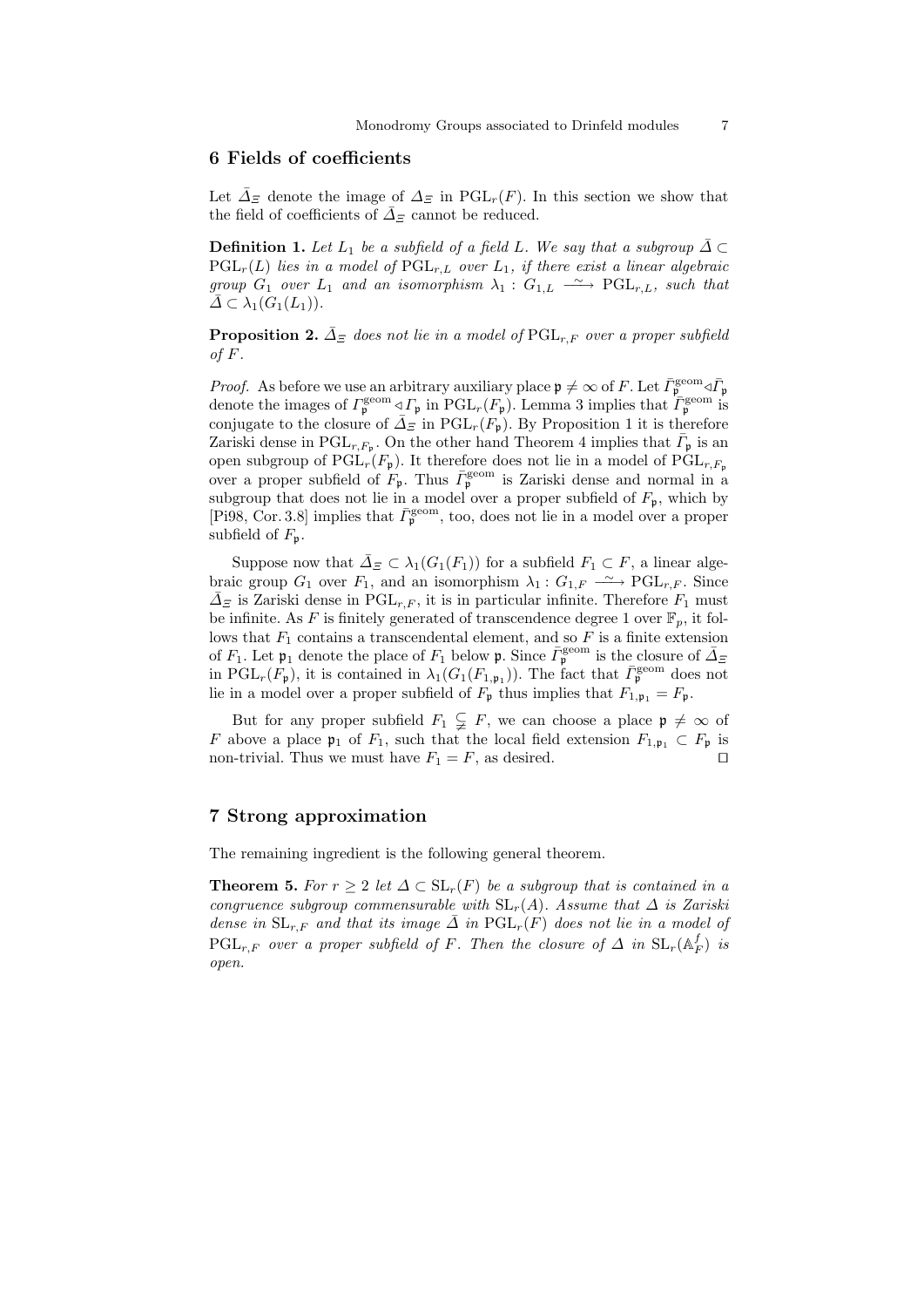## 6 Fields of coefficients

Let $\bar{\Delta}_\Xi$ denote the image of $\Delta_\Xi$ in $\mathrm{PGL}_r(F)$. In this section we show that the field of coefficients of $\bar{\Delta}_\Xi$ cannot be reduced.

**Definition 1.** *Let $L_1$ be a subfield of a field L. We say that a subgroup $\bar{\Delta} \subset \mathrm{PGL}_r(L)$ lies in a model of $\mathrm{PGL}_{r,L}$ over $L_1$, if there exist a linear algebraic group $G_1$ over $L_1$ and an isomorphism $\lambda_1 : G_{1,L} \xrightarrow{\sim} \mathrm{PGL}_{r,L}$, such that $\bar{\Delta} \subset \lambda_1(G_1(L_1))$.*

**Proposition 2.** *$\bar{\Delta}_\Xi$ does not lie in a model of $\mathrm{PGL}_{r,F}$ over a proper subfield of $F$.*

*Proof.* As before we use an arbitrary auxiliary place $\mathfrak{p} \neq \infty$ of $F$. Let $\bar{\Gamma}_\mathfrak{p}^{\mathrm{geom}} \triangleleft \bar{\Gamma}_\mathfrak{p}$ denote the images of $\Gamma_\mathfrak{p}^{\mathrm{geom}} \triangleleft \Gamma_\mathfrak{p}$ in $\mathrm{PGL}_r(F_\mathfrak{p})$. Lemma 3 implies that $\bar{\Gamma}_\mathfrak{p}^{\mathrm{geom}}$ is conjugate to the closure of $\bar{\Delta}_\Xi$ in $\mathrm{PGL}_r(F_\mathfrak{p})$. By Proposition 1 it is therefore Zariski dense in $\mathrm{PGL}_{r,F_\mathfrak{p}}$. On the other hand Theorem 4 implies that $\bar{\Gamma}_\mathfrak{p}$ is an open subgroup of $\mathrm{PGL}_r(F_\mathfrak{p})$. It therefore does not lie in a model of $\mathrm{PGL}_{r,F_\mathfrak{p}}$ over a proper subfield of $F_\mathfrak{p}$. Thus $\bar{\Gamma}_\mathfrak{p}^{\mathrm{geom}}$ is Zariski dense and normal in a subgroup that does not lie in a model over a proper subfield of $F_\mathfrak{p}$, which by [Pi98, Cor. 3.8] implies that $\bar{\Gamma}_\mathfrak{p}^{\mathrm{geom}}$, too, does not lie in a model over a proper subfield of $F_\mathfrak{p}$.

Suppose now that $\bar{\Delta}_\Xi \subset \lambda_1(G_1(F_1))$ for a subfield $F_1 \subset F$, a linear algebraic group $G_1$ over $F_1$, and an isomorphism $\lambda_1 : G_{1,F} \xrightarrow{\sim} \mathrm{PGL}_{r,F}$. Since $\bar{\Delta}_\Xi$ is Zariski dense in $\mathrm{PGL}_{r,F}$, it is in particular infinite. Therefore $F_1$ must be infinite. As $F$ is finitely generated of transcendence degree 1 over $\mathbb{F}_p$, it follows that $F_1$ contains a transcendental element, and so $F$ is a finite extension of $F_1$. Let $\mathfrak{p}_1$ denote the place of $F_1$ below $\mathfrak{p}$. Since $\bar{\Gamma}_\mathfrak{p}^{\mathrm{geom}}$ is the closure of $\bar{\Delta}_\Xi$ in $\mathrm{PGL}_r(F_\mathfrak{p})$, it is contained in $\lambda_1(G_1(F_{1,\mathfrak{p}_1}))$. The fact that $\bar{\Gamma}_\mathfrak{p}^{\mathrm{geom}}$ does not lie in a model over a proper subfield of $F_\mathfrak{p}$ thus implies that $F_{1,\mathfrak{p}_1} = F_\mathfrak{p}$.

But for any proper subfield $F_1 \subsetneqq F$, we can choose a place $\mathfrak{p} \neq \infty$ of $F$ above a place $\mathfrak{p}_1$ of $F_1$, such that the local field extension $F_{1,\mathfrak{p}_1} \subset F_\mathfrak{p}$ is non-trivial. Thus we must have $F_1 = F$, as desired. ◻

## 7 Strong approximation

The remaining ingredient is the following general theorem.

**Theorem 5.** *For $r \geq 2$ let $\Delta \subset \mathrm{SL}_r(F)$ be a subgroup that is contained in a congruence subgroup commensurable with $\mathrm{SL}_r(A)$. Assume that $\Delta$ is Zariski dense in $\mathrm{SL}_{r,F}$ and that its image $\bar{\Delta}$ in $\mathrm{PGL}_r(F)$ does not lie in a model of $\mathrm{PGL}_{r,F}$ over a proper subfield of $F$. Then the closure of $\Delta$ in $\mathrm{SL}_r(\mathbb{A}_F^f)$ is open.*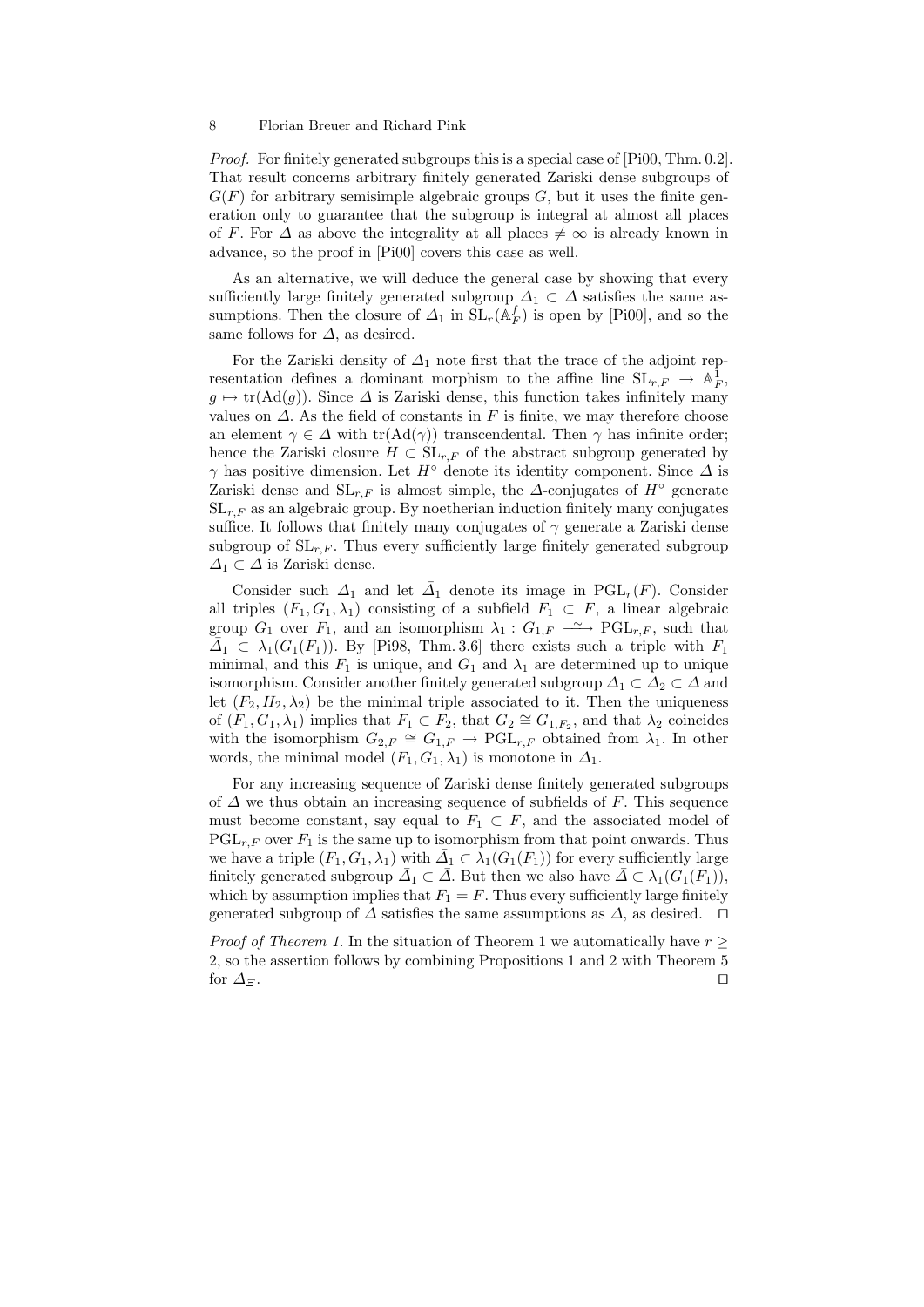*Proof.* For finitely generated subgroups this is a special case of [Pi00, Thm. 0.2]. That result concerns arbitrary finitely generated Zariski dense subgroups of $G(F)$ for arbitrary semisimple algebraic groups $G$, but it uses the finite generation only to guarantee that the subgroup is integral at almost all places of $F$. For $\Delta$ as above the integrality at all places $\neq \infty$ is already known in advance, so the proof in [Pi00] covers this case as well.

As an alternative, we will deduce the general case by showing that every sufficiently large finitely generated subgroup $\Delta_1 \subset \Delta$ satisfies the same assumptions. Then the closure of $\Delta_1$ in $\mathrm{SL}_r(\mathbb{A}_F^f)$ is open by [Pi00], and so the same follows for $\Delta$, as desired.

For the Zariski density of $\Delta_1$ note first that the trace of the adjoint representation defines a dominant morphism to the affine line $\mathrm{SL}_{r,F} \to \mathbb{A}^1_F$, $g \mapsto \mathrm{tr}(\mathrm{Ad}(g))$. Since $\Delta$ is Zariski dense, this function takes infinitely many values on $\Delta$. As the field of constants in $F$ is finite, we may therefore choose an element $\gamma \in \Delta$ with $\mathrm{tr}(\mathrm{Ad}(\gamma))$ transcendental. Then $\gamma$ has infinite order; hence the Zariski closure $H \subset \mathrm{SL}_{r,F}$ of the abstract subgroup generated by $\gamma$ has positive dimension. Let $H^\circ$ denote its identity component. Since $\Delta$ is Zariski dense and $\mathrm{SL}_{r,F}$ is almost simple, the $\Delta$-conjugates of $H^\circ$ generate $\mathrm{SL}_{r,F}$ as an algebraic group. By noetherian induction finitely many conjugates suffice. It follows that finitely many conjugates of $\gamma$ generate a Zariski dense subgroup of $\mathrm{SL}_{r,F}$. Thus every sufficiently large finitely generated subgroup $\Delta_1 \subset \Delta$ is Zariski dense.

Consider such $\Delta_1$ and let $\bar{\Delta}_1$ denote its image in $\mathrm{PGL}_r(F)$. Consider all triples $(F_1, G_1, \lambda_1)$ consisting of a subfield $F_1 \subset F$, a linear algebraic group $G_1$ over $F_1$, and an isomorphism $\lambda_1 : G_{1,F} \xrightarrow{\sim} \mathrm{PGL}_{r,F}$, such that $\bar{\Delta}_1 \subset \lambda_1(G_1(F_1))$. By [Pi98, Thm. 3.6] there exists such a triple with $F_1$ minimal, and this $F_1$ is unique, and $G_1$ and $\lambda_1$ are determined up to unique isomorphism. Consider another finitely generated subgroup $\Delta_1 \subset \Delta_2 \subset \Delta$ and let $(F_2, H_2, \lambda_2)$ be the minimal triple associated to it. Then the uniqueness of $(F_1, G_1, \lambda_1)$ implies that $F_1 \subset F_2$, that $G_2 \cong G_{1,F_2}$, and that $\lambda_2$ coincides with the isomorphism $G_{2,F} \cong G_{1,F} \to \mathrm{PGL}_{r,F}$ obtained from $\lambda_1$. In other words, the minimal model $(F_1, G_1, \lambda_1)$ is monotone in $\Delta_1$.

For any increasing sequence of Zariski dense finitely generated subgroups of $\Delta$ we thus obtain an increasing sequence of subfields of $F$. This sequence must become constant, say equal to $F_1 \subset F$, and the associated model of $\mathrm{PGL}_{r,F}$ over $F_1$ is the same up to isomorphism from that point onwards. Thus we have a triple $(F_1, G_1, \lambda_1)$ with $\bar{\Delta}_1 \subset \lambda_1(G_1(F_1))$ for every sufficiently large finitely generated subgroup $\bar{\Delta}_1 \subset \bar{\Delta}$. But then we also have $\bar{\Delta} \subset \lambda_1(G_1(F_1))$, which by assumption implies that $F_1 = F$. Thus every sufficiently large finitely generated subgroup of $\Delta$ satisfies the same assumptions as $\Delta$, as desired. $\square$

*Proof of Theorem 1.* In the situation of Theorem 1 we automatically have $r \geq 2$, so the assertion follows by combining Propositions 1 and 2 with Theorem 5 for $\Delta_\Xi$. $\square$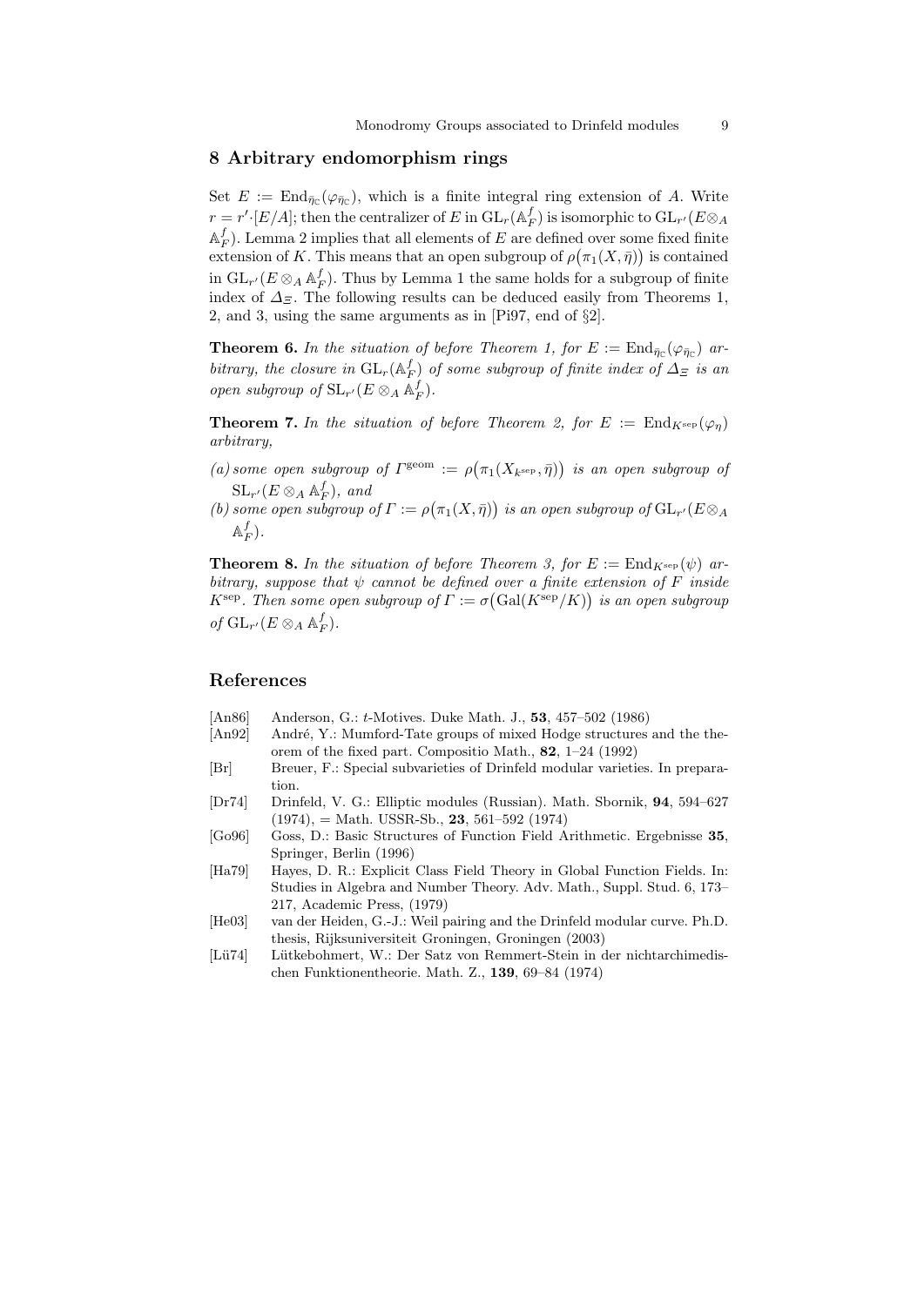## 8 Arbitrary endomorphism rings

Set $E := \mathrm{End}_{\bar{\eta}_{\mathbb{C}}}(\varphi_{\bar{\eta}_{\mathbb{C}}})$, which is a finite integral ring extension of $A$. Write $r = r' \cdot [E/A]$; then the centralizer of $E$ in $\mathrm{GL}_r(\mathbb{A}_F^f)$ is isomorphic to $\mathrm{GL}_{r'}(E \otimes_A \mathbb{A}_F^f)$. Lemma 2 implies that all elements of $E$ are defined over some fixed finite extension of $K$. This means that an open subgroup of $\rho\big(\pi_1(X, \bar{\eta})\big)$ is contained in $\mathrm{GL}_{r'}(E \otimes_A \mathbb{A}_F^f)$. Thus by Lemma 1 the same holds for a subgroup of finite index of $\Delta_\Xi$. The following results can be deduced easily from Theorems 1, 2, and 3, using the same arguments as in [Pi97, end of §2].

**Theorem 6.** *In the situation of before Theorem 1, for $E := \mathrm{End}_{\bar{\eta}_{\mathbb{C}}}(\varphi_{\bar{\eta}_{\mathbb{C}}})$ arbitrary, the closure in $\mathrm{GL}_r(\mathbb{A}_F^f)$ of some subgroup of finite index of $\Delta_\Xi$ is an open subgroup of $\mathrm{SL}_{r'}(E \otimes_A \mathbb{A}_F^f)$.*

**Theorem 7.** *In the situation of before Theorem 2, for $E := \mathrm{End}_{K^{\mathrm{sep}}}(\varphi_\eta)$ arbitrary,*

*(a) some open subgroup of $\Gamma^{\mathrm{geom}} := \rho\big(\pi_1(X_{k^{\mathrm{sep}}}, \bar{\eta})\big)$ is an open subgroup of $\mathrm{SL}_{r'}(E \otimes_A \mathbb{A}_F^f)$, and*

*(b) some open subgroup of $\Gamma := \rho\big(\pi_1(X, \bar{\eta})\big)$ is an open subgroup of $\mathrm{GL}_{r'}(E \otimes_A \mathbb{A}_F^f)$.*

**Theorem 8.** *In the situation of before Theorem 3, for $E := \mathrm{End}_{K^{\mathrm{sep}}}(\psi)$ arbitrary, suppose that $\psi$ cannot be defined over a finite extension of $F$ inside $K^{\mathrm{sep}}$. Then some open subgroup of $\Gamma := \sigma\big(\mathrm{Gal}(K^{\mathrm{sep}}/K)\big)$ is an open subgroup of $\mathrm{GL}_{r'}(E \otimes_A \mathbb{A}_F^f)$.*

## References

[An86] Anderson, G.: *t*-Motives. Duke Math. J., **53**, 457–502 (1986)

[An92] André, Y.: Mumford-Tate groups of mixed Hodge structures and the theorem of the fixed part. Compositio Math., **82**, 1–24 (1992)

[Br] Breuer, F.: Special subvarieties of Drinfeld modular varieties. In preparation.

[Dr74] Drinfeld, V. G.: Elliptic modules (Russian). Math. Sbornik, **94**, 594–627 (1974), = Math. USSR-Sb., **23**, 561–592 (1974)

[Go96] Goss, D.: Basic Structures of Function Field Arithmetic. Ergebnisse **35**, Springer, Berlin (1996)

[Ha79] Hayes, D. R.: Explicit Class Field Theory in Global Function Fields. In: Studies in Algebra and Number Theory. Adv. Math., Suppl. Stud. 6, 173–217, Academic Press, (1979)

[He03] van der Heiden, G.-J.: Weil pairing and the Drinfeld modular curve. Ph.D. thesis, Rijksuniversiteit Groningen, Groningen (2003)

[Lü74] Lütkebohmert, W.: Der Satz von Remmert-Stein in der nichtarchimedischen Funktionentheorie. Math. Z., **139**, 69–84 (1974)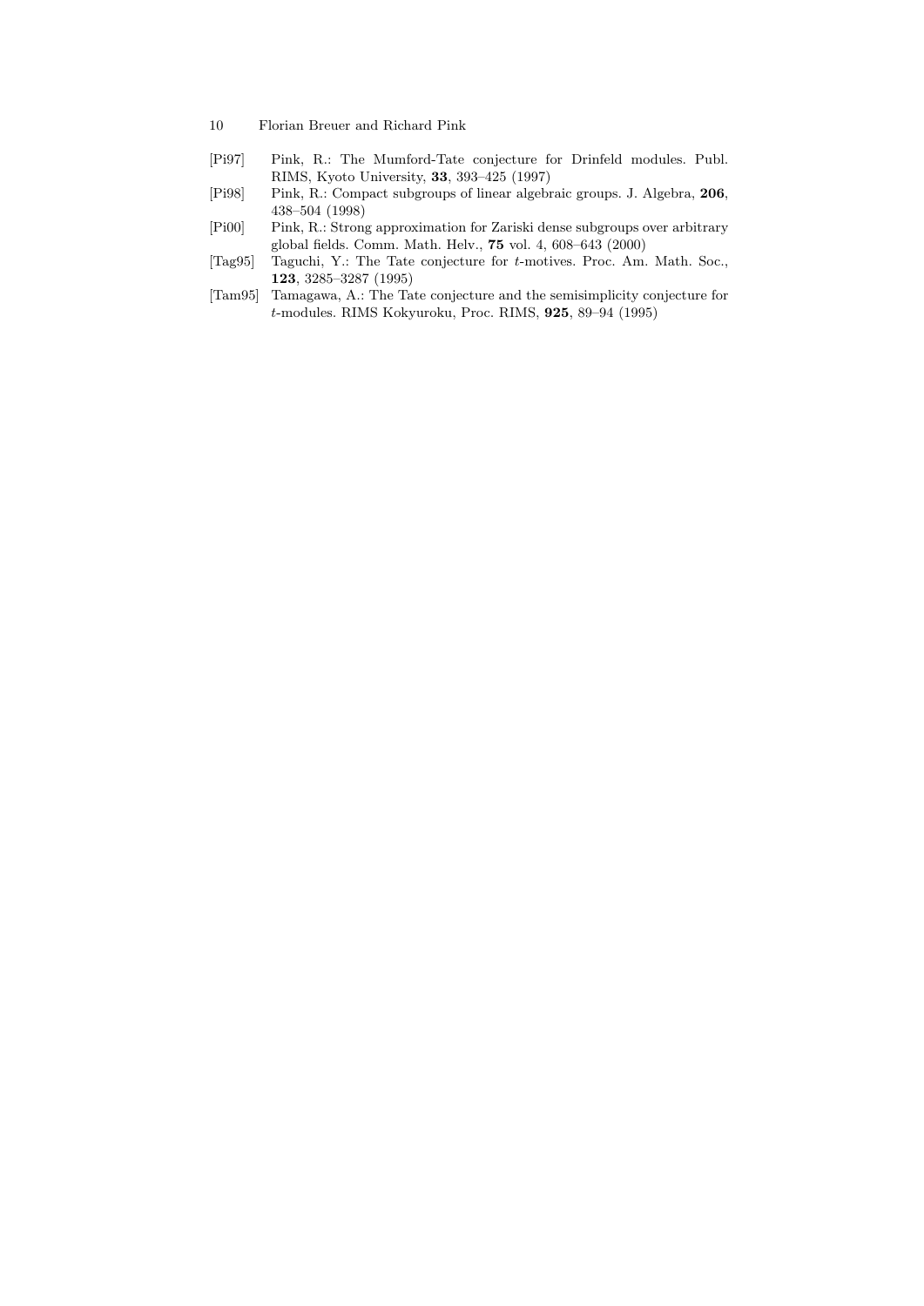[Pi97] Pink, R.: The Mumford-Tate conjecture for Drinfeld modules. Publ. RIMS, Kyoto University, **33**, 393–425 (1997)

[Pi98] Pink, R.: Compact subgroups of linear algebraic groups. J. Algebra, **206**, 438–504 (1998)

[Pi00] Pink, R.: Strong approximation for Zariski dense subgroups over arbitrary global fields. Comm. Math. Helv., **75** vol. 4, 608–643 (2000)

[Tag95] Taguchi, Y.: The Tate conjecture for $t$-motives. Proc. Am. Math. Soc., **123**, 3285–3287 (1995)

[Tam95] Tamagawa, A.: The Tate conjecture and the semisimplicity conjecture for $t$-modules. RIMS Kokyuroku, Proc. RIMS, **925**, 89–94 (1995)